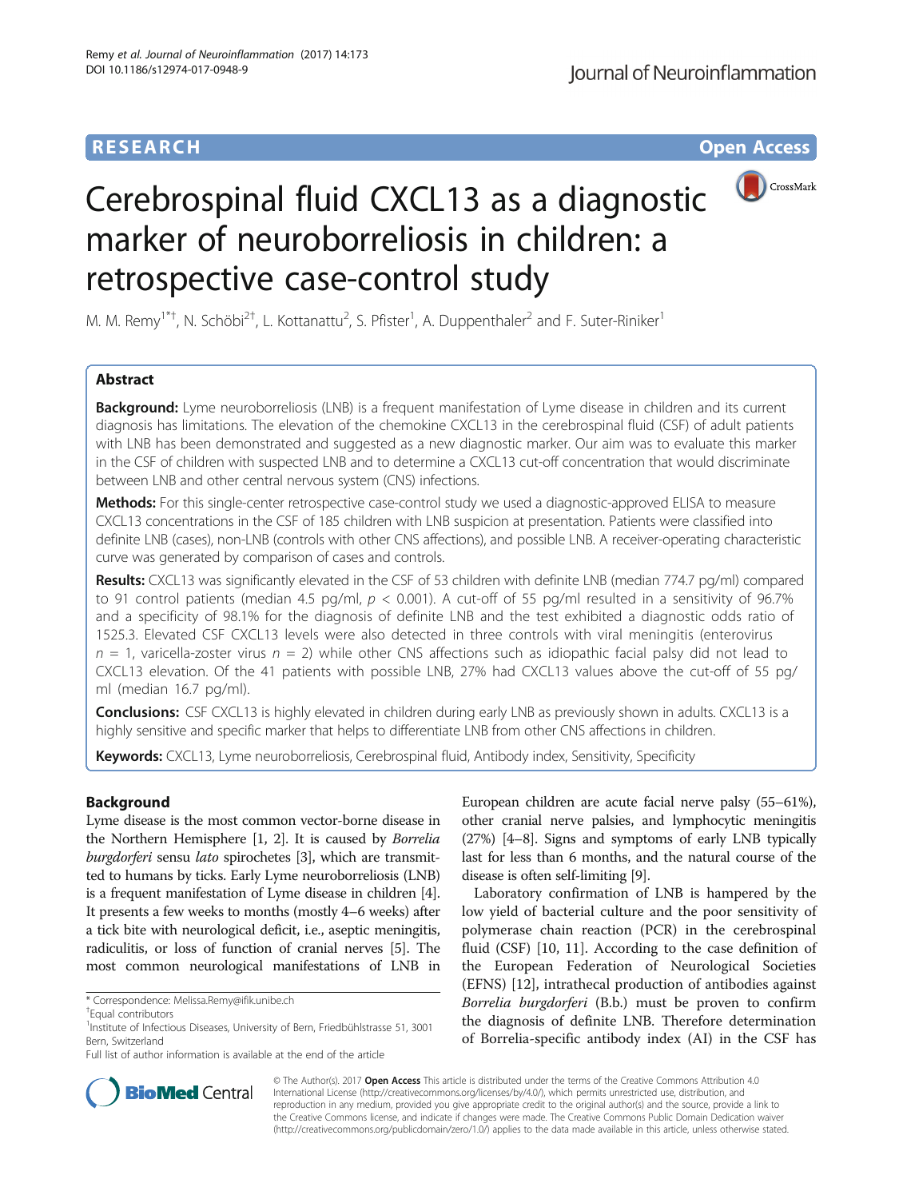**RESEARCH** **Open Access**

# Cerebrospinal fluid CXCL13 as a diagnostic marker of neuroborreliosis in children: a retrospective case-control study

M. M. Remy[1*†], N. Schöbi[2†], L. Kottanattu[2], S. Pfister[1], A. Duppenthaler[2] and F. Suter-Riniker[1]

## Abstract

**Background:** Lyme neuroborreliosis (LNB) is a frequent manifestation of Lyme disease in children and its current diagnosis has limitations. The elevation of the chemokine CXCL13 in the cerebrospinal fluid (CSF) of adult patients with LNB has been demonstrated and suggested as a new diagnostic marker. Our aim was to evaluate this marker in the CSF of children with suspected LNB and to determine a CXCL13 cut-off concentration that would discriminate between LNB and other central nervous system (CNS) infections.

**Methods:** For this single-center retrospective case-control study we used a diagnostic-approved ELISA to measure CXCL13 concentrations in the CSF of 185 children with LNB suspicion at presentation. Patients were classified into definite LNB (cases), non-LNB (controls with other CNS affections), and possible LNB. A receiver-operating characteristic curve was generated by comparison of cases and controls.

**Results:** CXCL13 was significantly elevated in the CSF of 53 children with definite LNB (median 774.7 pg/ml) compared to 91 control patients (median 4.5 pg/ml, $p < 0.001$). A cut-off of 55 pg/ml resulted in a sensitivity of 96.7% and a specificity of 98.1% for the diagnosis of definite LNB and the test exhibited a diagnostic odds ratio of 1525.3. Elevated CSF CXCL13 levels were also detected in three controls with viral meningitis (enterovirus $n = 1$, varicella-zoster virus $n = 2$) while other CNS affections such as idiopathic facial palsy did not lead to CXCL13 elevation. Of the 41 patients with possible LNB, 27% had CXCL13 values above the cut-off of 55 pg/ml (median 16.7 pg/ml).

**Conclusions:** CSF CXCL13 is highly elevated in children during early LNB as previously shown in adults. CXCL13 is a highly sensitive and specific marker that helps to differentiate LNB from other CNS affections in children.

**Keywords:** CXCL13, Lyme neuroborreliosis, Cerebrospinal fluid, Antibody index, Sensitivity, Specificity

## Background

Lyme disease is the most common vector-borne disease in the Northern Hemisphere [1, 2]. It is caused by *Borrelia burgdorferi* sensu *lato* spirochetes [3], which are transmitted to humans by ticks. Early Lyme neuroborreliosis (LNB) is a frequent manifestation of Lyme disease in children [4]. It presents a few weeks to months (mostly 4–6 weeks) after a tick bite with neurological deficit, i.e., aseptic meningitis, radiculitis, or loss of function of cranial nerves [5]. The most common neurological manifestations of LNB in European children are acute facial nerve palsy (55–61%), other cranial nerve palsies, and lymphocytic meningitis (27%) [4–8]. Signs and symptoms of early LNB typically last for less than 6 months, and the natural course of the disease is often self-limiting [9].

Laboratory confirmation of LNB is hampered by the low yield of bacterial culture and the poor sensitivity of polymerase chain reaction (PCR) in the cerebrospinal fluid (CSF) [10, 11]. According to the case definition of the European Federation of Neurological Societies (EFNS) [12], intrathecal production of antibodies against *Borrelia burgdorferi* (B.b.) must be proven to confirm the diagnosis of definite LNB. Therefore determination of Borrelia-specific antibody index (AI) in the CSF has

\* Correspondence: Melissa.Remy@ifik.unibe.ch
†Equal contributors
[1]Institute of Infectious Diseases, University of Bern, Friedbühlstrasse 51, 3001 Bern, Switzerland
Full list of author information is available at the end of the article

© The Author(s). 2017 **Open Access** This article is distributed under the terms of the Creative Commons Attribution 4.0 International License (http://creativecommons.org/licenses/by/4.0/), which permits unrestricted use, distribution, and reproduction in any medium, provided you give appropriate credit to the original author(s) and the source, provide a link to the Creative Commons license, and indicate if changes were made. The Creative Commons Public Domain Dedication waiver (http://creativecommons.org/publicdomain/zero/1.0/) applies to the data made available in this article, unless otherwise stated.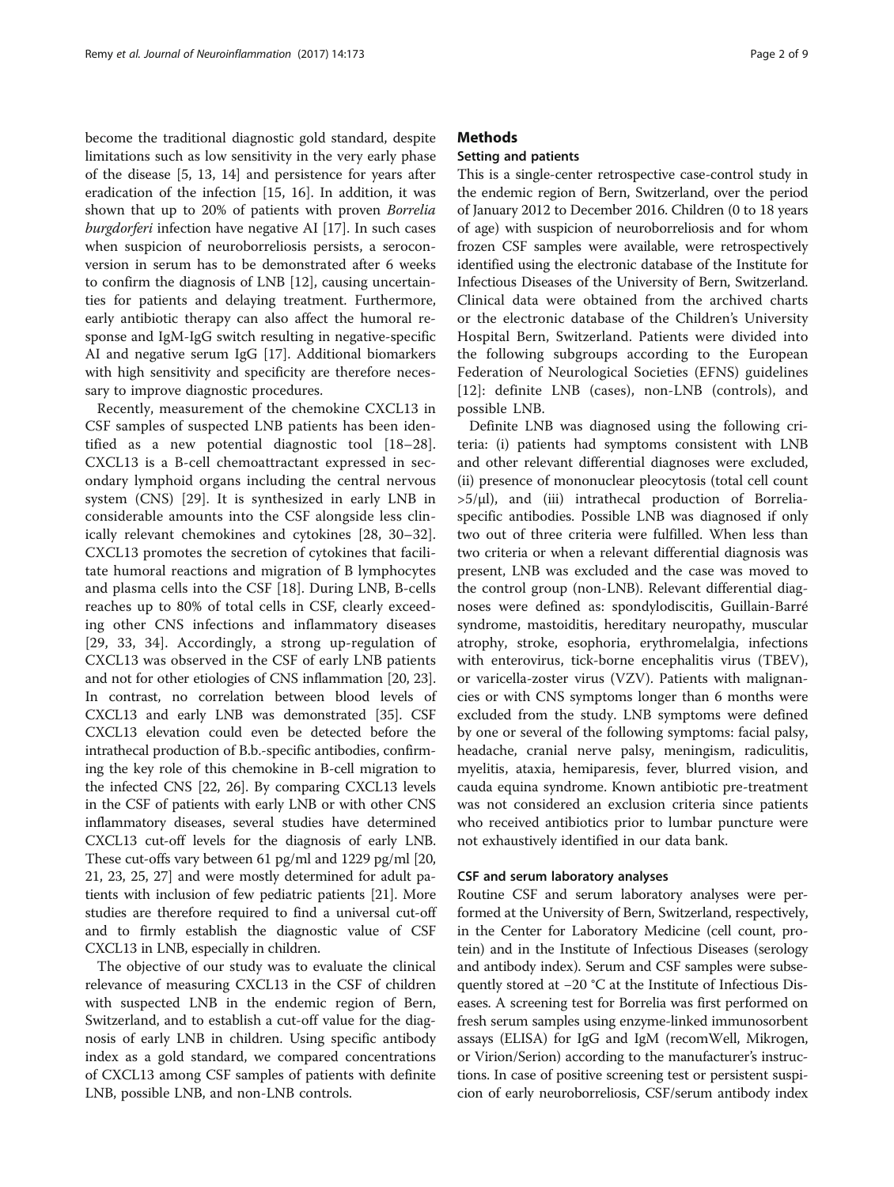become the traditional diagnostic gold standard, despite limitations such as low sensitivity in the very early phase of the disease [5, 13, 14] and persistence for years after eradication of the infection [15, 16]. In addition, it was shown that up to 20% of patients with proven *Borrelia burgdorferi* infection have negative AI [17]. In such cases when suspicion of neuroborreliosis persists, a seroconversion in serum has to be demonstrated after 6 weeks to confirm the diagnosis of LNB [12], causing uncertainties for patients and delaying treatment. Furthermore, early antibiotic therapy can also affect the humoral response and IgM-IgG switch resulting in negative-specific AI and negative serum IgG [17]. Additional biomarkers with high sensitivity and specificity are therefore necessary to improve diagnostic procedures.

Recently, measurement of the chemokine CXCL13 in CSF samples of suspected LNB patients has been identified as a new potential diagnostic tool [18–28]. CXCL13 is a B-cell chemoattractant expressed in secondary lymphoid organs including the central nervous system (CNS) [29]. It is synthesized in early LNB in considerable amounts into the CSF alongside less clinically relevant chemokines and cytokines [28, 30–32]. CXCL13 promotes the secretion of cytokines that facilitate humoral reactions and migration of B lymphocytes and plasma cells into the CSF [18]. During LNB, B-cells reaches up to 80% of total cells in CSF, clearly exceeding other CNS infections and inflammatory diseases [29, 33, 34]. Accordingly, a strong up-regulation of CXCL13 was observed in the CSF of early LNB patients and not for other etiologies of CNS inflammation [20, 23]. In contrast, no correlation between blood levels of CXCL13 and early LNB was demonstrated [35]. CSF CXCL13 elevation could even be detected before the intrathecal production of B.b.-specific antibodies, confirming the key role of this chemokine in B-cell migration to the infected CNS [22, 26]. By comparing CXCL13 levels in the CSF of patients with early LNB or with other CNS inflammatory diseases, several studies have determined CXCL13 cut-off levels for the diagnosis of early LNB. These cut-offs vary between 61 pg/ml and 1229 pg/ml [20, 21, 23, 25, 27] and were mostly determined for adult patients with inclusion of few pediatric patients [21]. More studies are therefore required to find a universal cut-off and to firmly establish the diagnostic value of CSF CXCL13 in LNB, especially in children.

The objective of our study was to evaluate the clinical relevance of measuring CXCL13 in the CSF of children with suspected LNB in the endemic region of Bern, Switzerland, and to establish a cut-off value for the diagnosis of early LNB in children. Using specific antibody index as a gold standard, we compared concentrations of CXCL13 among CSF samples of patients with definite LNB, possible LNB, and non-LNB controls.

## Methods

### Setting and patients

This is a single-center retrospective case-control study in the endemic region of Bern, Switzerland, over the period of January 2012 to December 2016. Children (0 to 18 years of age) with suspicion of neuroborreliosis and for whom frozen CSF samples were available, were retrospectively identified using the electronic database of the Institute for Infectious Diseases of the University of Bern, Switzerland. Clinical data were obtained from the archived charts or the electronic database of the Children's University Hospital Bern, Switzerland. Patients were divided into the following subgroups according to the European Federation of Neurological Societies (EFNS) guidelines [12]: definite LNB (cases), non-LNB (controls), and possible LNB.

Definite LNB was diagnosed using the following criteria: (i) patients had symptoms consistent with LNB and other relevant differential diagnoses were excluded, (ii) presence of mononuclear pleocytosis (total cell count >5/μl), and (iii) intrathecal production of Borrelia-specific antibodies. Possible LNB was diagnosed if only two out of three criteria were fulfilled. When less than two criteria or when a relevant differential diagnosis was present, LNB was excluded and the case was moved to the control group (non-LNB). Relevant differential diagnoses were defined as: spondylodiscitis, Guillain-Barré syndrome, mastoiditis, hereditary neuropathy, muscular atrophy, stroke, esophoria, erythromelalgia, infections with enterovirus, tick-borne encephalitis virus (TBEV), or varicella-zoster virus (VZV). Patients with malignancies or with CNS symptoms longer than 6 months were excluded from the study. LNB symptoms were defined by one or several of the following symptoms: facial palsy, headache, cranial nerve palsy, meningism, radiculitis, myelitis, ataxia, hemiparesis, fever, blurred vision, and cauda equina syndrome. Known antibiotic pre-treatment was not considered an exclusion criteria since patients who received antibiotics prior to lumbar puncture were not exhaustively identified in our data bank.

### CSF and serum laboratory analyses

Routine CSF and serum laboratory analyses were performed at the University of Bern, Switzerland, respectively, in the Center for Laboratory Medicine (cell count, protein) and in the Institute of Infectious Diseases (serology and antibody index). Serum and CSF samples were subsequently stored at −20 °C at the Institute of Infectious Diseases. A screening test for Borrelia was first performed on fresh serum samples using enzyme-linked immunosorbent assays (ELISA) for IgG and IgM (recomWell, Mikrogen, or Virion/Serion) according to the manufacturer's instructions. In case of positive screening test or persistent suspicion of early neuroborreliosis, CSF/serum antibody index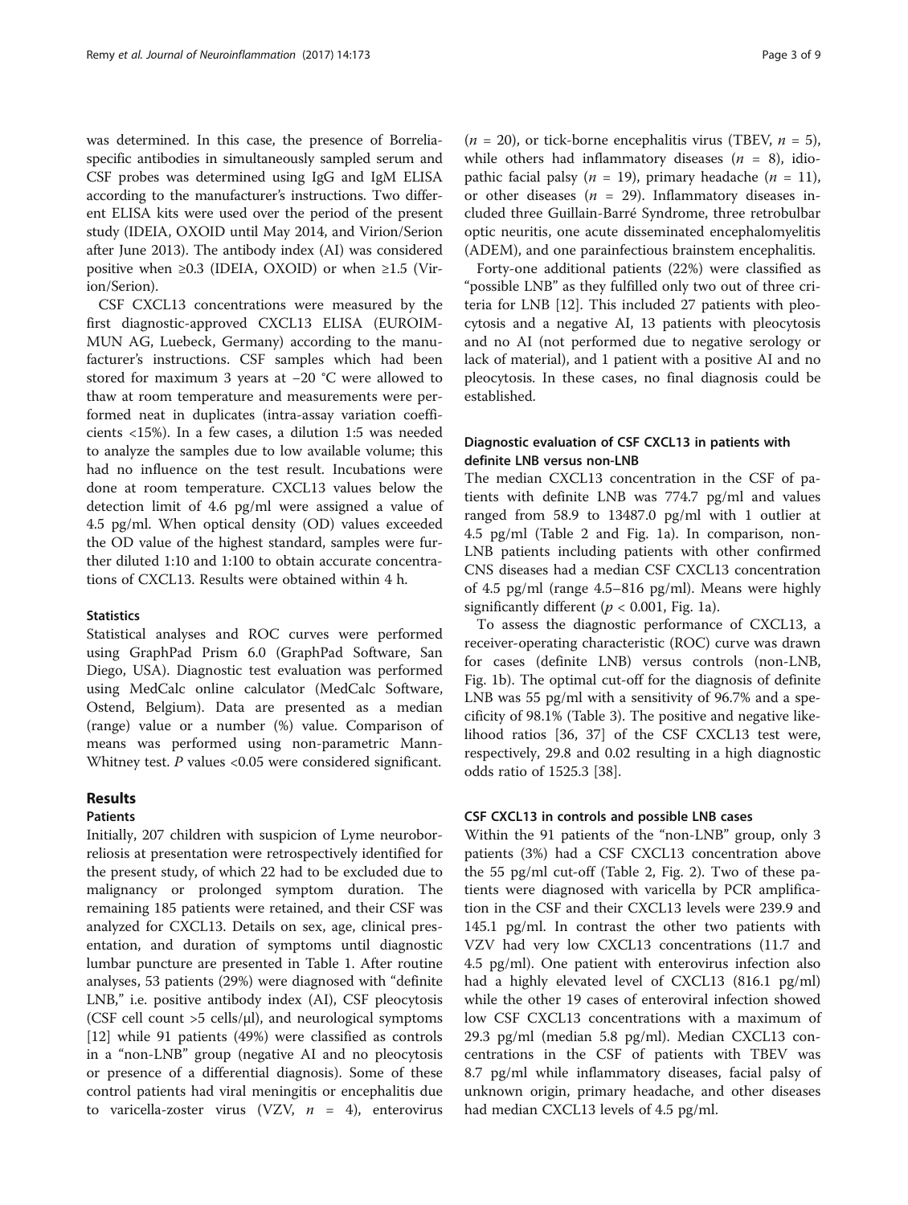was determined. In this case, the presence of Borrelia-specific antibodies in simultaneously sampled serum and CSF probes was determined using IgG and IgM ELISA according to the manufacturer's instructions. Two different ELISA kits were used over the period of the present study (IDEIA, OXOID until May 2014, and Virion/Serion after June 2013). The antibody index (AI) was considered positive when ≥0.3 (IDEIA, OXOID) or when ≥1.5 (Virion/Serion).

CSF CXCL13 concentrations were measured by the first diagnostic-approved CXCL13 ELISA (EUROIMMUN AG, Luebeck, Germany) according to the manufacturer's instructions. CSF samples which had been stored for maximum 3 years at −20 °C were allowed to thaw at room temperature and measurements were performed neat in duplicates (intra-assay variation coefficients <15%). In a few cases, a dilution 1:5 was needed to analyze the samples due to low available volume; this had no influence on the test result. Incubations were done at room temperature. CXCL13 values below the detection limit of 4.6 pg/ml were assigned a value of 4.5 pg/ml. When optical density (OD) values exceeded the OD value of the highest standard, samples were further diluted 1:10 and 1:100 to obtain accurate concentrations of CXCL13. Results were obtained within 4 h.

### Statistics

Statistical analyses and ROC curves were performed using GraphPad Prism 6.0 (GraphPad Software, San Diego, USA). Diagnostic test evaluation was performed using MedCalc online calculator (MedCalc Software, Ostend, Belgium). Data are presented as a median (range) value or a number (%) value. Comparison of means was performed using non-parametric Mann-Whitney test. *P* values <0.05 were considered significant.

## Results

### Patients

Initially, 207 children with suspicion of Lyme neuroborreliosis at presentation were retrospectively identified for the present study, of which 22 had to be excluded due to malignancy or prolonged symptom duration. The remaining 185 patients were retained, and their CSF was analyzed for CXCL13. Details on sex, age, clinical presentation, and duration of symptoms until diagnostic lumbar puncture are presented in Table 1. After routine analyses, 53 patients (29%) were diagnosed with "definite LNB," i.e. positive antibody index (AI), CSF pleocytosis (CSF cell count >5 cells/μl), and neurological symptoms [12] while 91 patients (49%) were classified as controls in a "non-LNB" group (negative AI and no pleocytosis or presence of a differential diagnosis). Some of these control patients had viral meningitis or encephalitis due to varicella-zoster virus (VZV, $n = 4$), enterovirus ($n = 20$), or tick-borne encephalitis virus (TBEV, $n = 5$), while others had inflammatory diseases ($n = 8$), idiopathic facial palsy ($n = 19$), primary headache ($n = 11$), or other diseases ($n = 29$). Inflammatory diseases included three Guillain-Barré Syndrome, three retrobulbar optic neuritis, one acute disseminated encephalomyelitis (ADEM), and one parainfectious brainstem encephalitis.

Forty-one additional patients (22%) were classified as "possible LNB" as they fulfilled only two out of three criteria for LNB [12]. This included 27 patients with pleocytosis and a negative AI, 13 patients with pleocytosis and no AI (not performed due to negative serology or lack of material), and 1 patient with a positive AI and no pleocytosis. In these cases, no final diagnosis could be established.

### Diagnostic evaluation of CSF CXCL13 in patients with definite LNB versus non-LNB

The median CXCL13 concentration in the CSF of patients with definite LNB was 774.7 pg/ml and values ranged from 58.9 to 13487.0 pg/ml with 1 outlier at 4.5 pg/ml (Table 2 and Fig. 1a). In comparison, non-LNB patients including patients with other confirmed CNS diseases had a median CSF CXCL13 concentration of 4.5 pg/ml (range 4.5–816 pg/ml). Means were highly significantly different ($p < 0.001$, Fig. 1a).

To assess the diagnostic performance of CXCL13, a receiver-operating characteristic (ROC) curve was drawn for cases (definite LNB) versus controls (non-LNB, Fig. 1b). The optimal cut-off for the diagnosis of definite LNB was 55 pg/ml with a sensitivity of 96.7% and a specificity of 98.1% (Table 3). The positive and negative likelihood ratios [36, 37] of the CSF CXCL13 test were, respectively, 29.8 and 0.02 resulting in a high diagnostic odds ratio of 1525.3 [38].

### CSF CXCL13 in controls and possible LNB cases

Within the 91 patients of the "non-LNB" group, only 3 patients (3%) had a CSF CXCL13 concentration above the 55 pg/ml cut-off (Table 2, Fig. 2). Two of these patients were diagnosed with varicella by PCR amplification in the CSF and their CXCL13 levels were 239.9 and 145.1 pg/ml. In contrast the other two patients with VZV had very low CXCL13 concentrations (11.7 and 4.5 pg/ml). One patient with enterovirus infection also had a highly elevated level of CXCL13 (816.1 pg/ml) while the other 19 cases of enteroviral infection showed low CSF CXCL13 concentrations with a maximum of 29.3 pg/ml (median 5.8 pg/ml). Median CXCL13 concentrations in the CSF of patients with TBEV was 8.7 pg/ml while inflammatory diseases, facial palsy of unknown origin, primary headache, and other diseases had median CXCL13 levels of 4.5 pg/ml.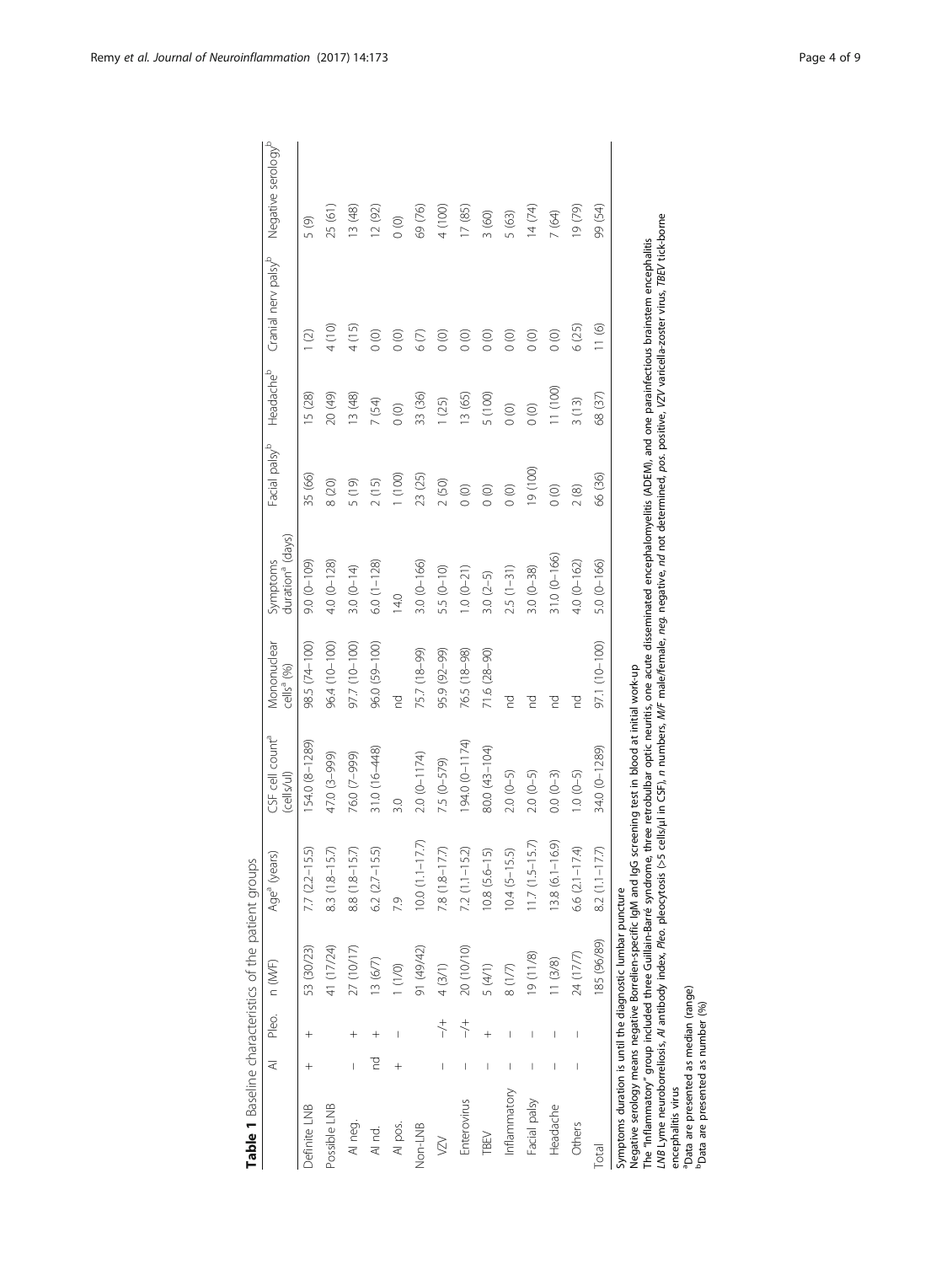**Table 1** Baseline characteristics of the patient groups

| | AI | Pleo. | n (M/F) | Age[a] (years) | CSF cell count[a] (cells/μl) | Mononuclear cells[a] (%) | Symptoms duration[a] (days) | Facial palsy[b] | Headache[b] | Cranial nerv palsy[b] | Negative serology[b] |
|---|---|---|---|---|---|---|---|---|---|---|---|
| Definite LNB | + | + | 53 (30/23) | 7.7 (2.2–15.5) | 154.0 (8–1289) | 98.5 (74–100) | 9.0 (0–109) | 35 (66) | 15 (28) | 1 (2) | 5 (9) |
| Possible LNB | | | 41 (17/24) | 8.3 (1.8–15.7) | 47.0 (3–999) | 96.4 (10–100) | 4.0 (0–128) | 8 (20) | 20 (49) | 4 (10) | 25 (61) |
| AI neg. | – | + | 27 (10/17) | 8.8 (1.8–15.7) | 76.0 (7–999) | 97.7 (10–100) | 3.0 (0–14) | 5 (19) | 13 (48) | 4 (15) | 13 (48) |
| AI nd. | nd | + | 13 (6/7) | 6.2 (2.7–15.5) | 31.0 (16–448) | 96.0 (59–100) | 6.0 (1–128) | 2 (15) | 7 (54) | 0 (0) | 12 (92) |
| AI pos. | + | – | 1 (1/0) | 7.9 | 3.0 | nd | 14.0 | 1 (100) | 0 (0) | 0 (0) | 0 (0) |
| Non-LNB | | | 91 (49/42) | 10.0 (1.1–17.7) | 2.0 (0–1174) | 75.7 (18–99) | 3.0 (0–166) | 23 (25) | 33 (36) | 6 (7) | 69 (76) |
| VZV | – | –/+ | 4 (3/1) | 7.8 (1.8–17.7) | 7.5 (0–579) | 95.9 (92–99) | 5.5 (0–10) | 2 (50) | 1 (25) | 0 (0) | 4 (100) |
| Enterovirus | – | –/+ | 20 (10/10) | 7.2 (1.1–15.2) | 194.0 (0–1174) | 76.5 (18–98) | 1.0 (0–21) | 0 (0) | 13 (65) | 0 (0) | 17 (85) |
| TBEV | – | + | 5 (4/1) | 10.8 (5.6–15) | 80.0 (43–104) | 71.6 (28–90) | 3.0 (2–5) | 0 (0) | 5 (100) | 0 (0) | 3 (60) |
| Inflammatory | – | – | 8 (1/7) | 10.4 (5–15.5) | 2.0 (0–5) | nd | 2.5 (1–31) | 0 (0) | 0 (0) | 0 (0) | 5 (63) |
| Facial palsy | – | – | 19 (11/8) | 11.7 (1.5–15.7) | 2.0 (0–5) | nd | 3.0 (0–38) | 19 (100) | 0 (0) | 0 (0) | 14 (74) |
| Headache | – | – | 11 (3/8) | 13.8 (6.1–16.9) | 0.0 (0–3) | nd | 31.0 (0–166) | 0 (0) | 11 (100) | 0 (0) | 7 (64) |
| Others | – | – | 24 (17/7) | 6.6 (2.1–17.4) | 1.0 (0–5) | nd | 4.0 (0–162) | 2 (8) | 3 (13) | 6 (25) | 19 (79) |
| Total | | | 185 (96/89) | 8.2 (1.1–17.7) | 34.0 (0–1289) | 97.1 (10–100) | 5.0 (0–166) | 66 (36) | 68 (37) | 11 (6) | 99 (54) |

Symptoms duration is until the diagnostic lumbar puncture
Negative serology means negative Borrelien-specific IgM and IgG screening test in blood at initial work-up
The "Inflammatory" group included three Guillain-Barré syndrome, three retrobulbar optic neuritis, one acute disseminated encephalomyelitis (ADEM), and one parainfectious brainstem encephalitis
*LNB* Lyme neuroborreliosis, *AI* antibody index, *Pleo.* pleocytosis (>5 cells/μl in CSF), *n* numbers, *M/F* male/female, *neg.* negative, *nd* not determined, *pos.* positive, *VZV* varicella-zoster virus, *TBEV* tick-borne encephalitis virus
[a]Data are presented as median (range)
[b]Data are presented as number (%)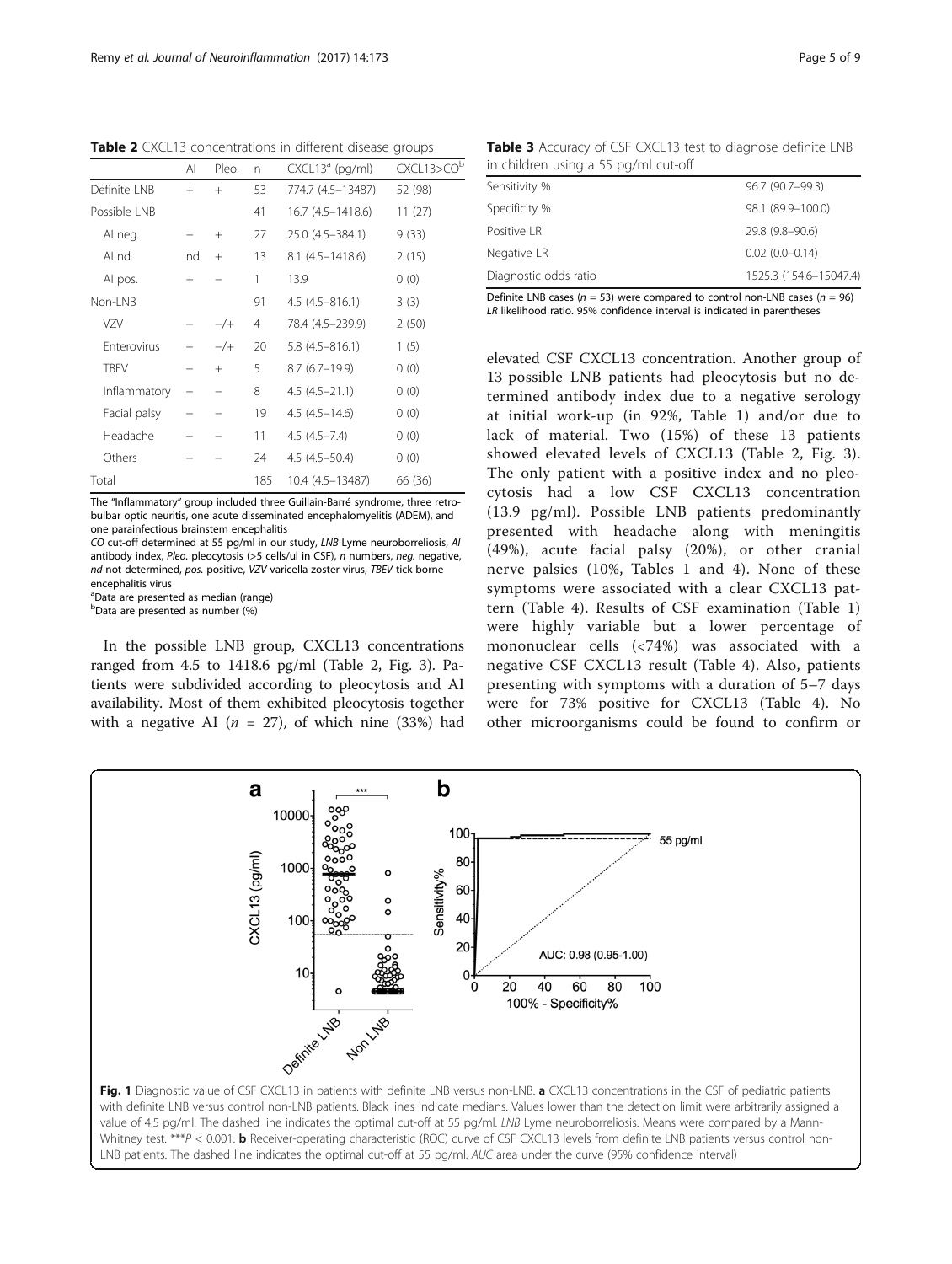**Table 2** CXCL13 concentrations in different disease groups

| | AI | Pleo. | n | CXCL13[a] (pg/ml) | CXCL13>CO[b] |
|---|---|---|---|---|---|
| Definite LNB | + | + | 53 | 774.7 (4.5–13487) | 52 (98) |
| Possible LNB | | | 41 | 16.7 (4.5–1418.6) | 11 (27) |
| AI neg. | – | + | 27 | 25.0 (4.5–384.1) | 9 (33) |
| AI nd. | nd | + | 13 | 8.1 (4.5–1418.6) | 2 (15) |
| AI pos. | + | – | 1 | 13.9 | 0 (0) |
| Non-LNB | | | 91 | 4.5 (4.5–816.1) | 3 (3) |
| VZV | – | –/+ | 4 | 78.4 (4.5–239.9) | 2 (50) |
| Enterovirus | – | –/+ | 20 | 5.8 (4.5–816.1) | 1 (5) |
| TBEV | – | + | 5 | 8.7 (6.7–19.9) | 0 (0) |
| Inflammatory | – | – | 8 | 4.5 (4.5–21.1) | 0 (0) |
| Facial palsy | – | – | 19 | 4.5 (4.5–14.6) | 0 (0) |
| Headache | – | – | 11 | 4.5 (4.5–7.4) | 0 (0) |
| Others | – | – | 24 | 4.5 (4.5–50.4) | 0 (0) |
| Total | | | 185 | 10.4 (4.5–13487) | 66 (36) |

The "Inflammatory" group included three Guillain-Barré syndrome, three retrobulbar optic neuritis, one acute disseminated encephalomyelitis (ADEM), and one parainfectious brainstem encephalitis

*CO* cut-off determined at 55 pg/ml in our study, *LNB* Lyme neuroborreliosis, *AI* antibody index, *Pleo.* pleocytosis (>5 cells/ul in CSF), *n* numbers, *neg.* negative, *nd* not determined, *pos.* positive, *VZV* varicella-zoster virus, *TBEV* tick-borne encephalitis virus

[a]Data are presented as median (range)

[b]Data are presented as number (%)

**Table 3** Accuracy of CSF CXCL13 test to diagnose definite LNB in children using a 55 pg/ml cut-off

| | |
|---|---|
| Sensitivity % | 96.7 (90.7–99.3) |
| Specificity % | 98.1 (89.9–100.0) |
| Positive LR | 29.8 (9.8–90.6) |
| Negative LR | 0.02 (0.0–0.14) |
| Diagnostic odds ratio | 1525.3 (154.6–15047.4) |

Definite LNB cases ($n = 53$) were compared to control non-LNB cases ($n = 96$)
*LR* likelihood ratio. 95% confidence interval is indicated in parentheses

In the possible LNB group, CXCL13 concentrations ranged from 4.5 to 1418.6 pg/ml (Table 2, Fig. 3). Patients were subdivided according to pleocytosis and AI availability. Most of them exhibited pleocytosis together with a negative AI ($n = 27$), of which nine (33%) had elevated CSF CXCL13 concentration. Another group of 13 possible LNB patients had pleocytosis but no determined antibody index due to a negative serology at initial work-up (in 92%, Table 1) and/or due to lack of material. Two (15%) of these 13 patients showed elevated levels of CXCL13 (Table 2, Fig. 3). The only patient with a positive index and no pleocytosis had a low CSF CXCL13 concentration (13.9 pg/ml). Possible LNB patients predominantly presented with headache along with meningitis (49%), acute facial palsy (20%), or other cranial nerve palsies (10%, Tables 1 and 4). None of these symptoms were associated with a clear CXCL13 pattern (Table 4). Results of CSF examination (Table 1) were highly variable but a lower percentage of mononuclear cells (<74%) was associated with a negative CSF CXCL13 result (Table 4). Also, patients presenting with symptoms with a duration of 5–7 days were for 73% positive for CXCL13 (Table 4). No other microorganisms could be found to confirm or

**Fig. 1** Diagnostic value of CSF CXCL13 in patients with definite LNB versus non-LNB. **a** CXCL13 concentrations in the CSF of pediatric patients with definite LNB versus control non-LNB patients. Black lines indicate medians. Values lower than the detection limit were arbitrarily assigned a value of 4.5 pg/ml. The dashed line indicates the optimal cut-off at 55 pg/ml. *LNB* Lyme neuroborreliosis. Means were compared by a Mann-Whitney test. ***$P < 0.001$. **b** Receiver-operating characteristic (ROC) curve of CSF CXCL13 levels from definite LNB patients versus control non-LNB patients. The dashed line indicates the optimal cut-off at 55 pg/ml. *AUC* area under the curve (95% confidence interval)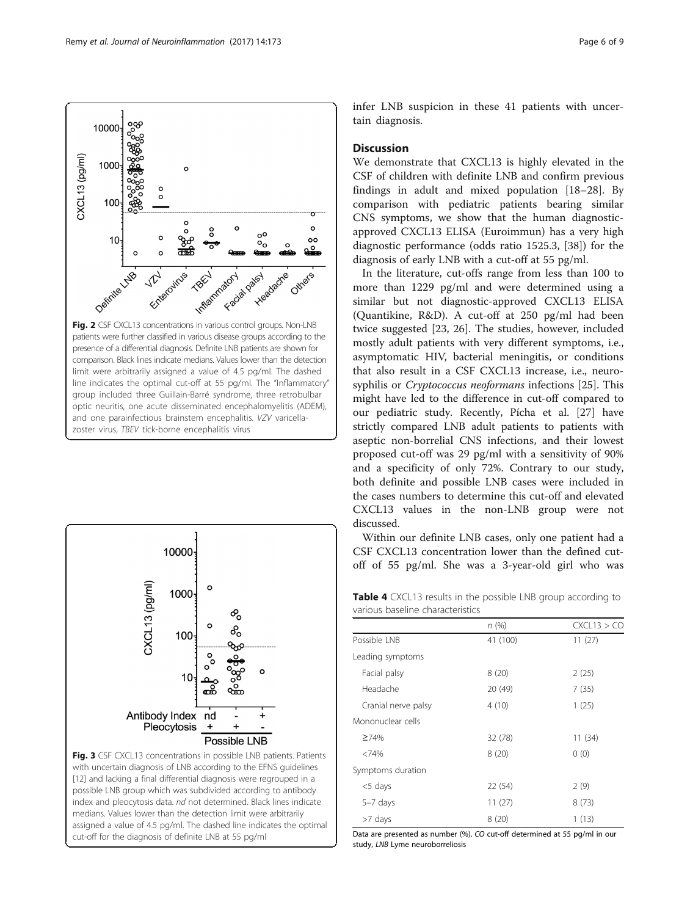Fig. 2 CSF CXCL13 concentrations in various control groups. Non-LNB patients were further classified in various disease groups according to the presence of a differential diagnosis. Definite LNB patients are shown for comparison. Black lines indicate medians. Values lower than the detection limit were arbitrarily assigned a value of 4.5 pg/ml. The dashed line indicates the optimal cut-off at 55 pg/ml. The "Inflammatory" group included three Guillain-Barré syndrome, three retrobulbar optic neuritis, one acute disseminated encephalomyelitis (ADEM), and one parainfectious brainstem encephalitis. *VZV* varicella-zoster virus, *TBEV* tick-borne encephalitis virus

Fig. 3 CSF CXCL13 concentrations in possible LNB patients. Patients with uncertain diagnosis of LNB according to the EFNS guidelines [12] and lacking a final differential diagnosis were regrouped in a possible LNB group which was subdivided according to antibody index and pleocytosis data. *nd* not determined. Black lines indicate medians. Values lower than the detection limit were arbitrarily assigned a value of 4.5 pg/ml. The dashed line indicates the optimal cut-off for the diagnosis of definite LNB at 55 pg/ml

infer LNB suspicion in these 41 patients with uncertain diagnosis.

## Discussion

We demonstrate that CXCL13 is highly elevated in the CSF of children with definite LNB and confirm previous findings in adult and mixed population [18–28]. By comparison with pediatric patients bearing similar CNS symptoms, we show that the human diagnostic-approved CXCL13 ELISA (Euroimmun) has a very high diagnostic performance (odds ratio 1525.3, [38]) for the diagnosis of early LNB with a cut-off at 55 pg/ml.

In the literature, cut-offs range from less than 100 to more than 1229 pg/ml and were determined using a similar but not diagnostic-approved CXCL13 ELISA (Quantikine, R&D). A cut-off at 250 pg/ml had been twice suggested [23, 26]. The studies, however, included mostly adult patients with very different symptoms, i.e., asymptomatic HIV, bacterial meningitis, or conditions that also result in a CSF CXCL13 increase, i.e., neurosyphilis or *Cryptococcus neoformans* infections [25]. This might have led to the difference in cut-off compared to our pediatric study. Recently, Pícha et al. [27] have strictly compared LNB adult patients to patients with aseptic non-borrelial CNS infections, and their lowest proposed cut-off was 29 pg/ml with a sensitivity of 90% and a specificity of only 72%. Contrary to our study, both definite and possible LNB cases were included in the cases numbers to determine this cut-off and elevated CXCL13 values in the non-LNB group were not discussed.

Within our definite LNB cases, only one patient had a CSF CXCL13 concentration lower than the defined cut-off of 55 pg/ml. She was a 3-year-old girl who was

**Table 4** CXCL13 results in the possible LNB group according to various baseline characteristics

| | *n* (%) | CXCL13 > CO |
|---|---|---|
| Possible LNB | 41 (100) | 11 (27) |
| Leading symptoms | | |
| Facial palsy | 8 (20) | 2 (25) |
| Headache | 20 (49) | 7 (35) |
| Cranial nerve palsy | 4 (10) | 1 (25) |
| Mononuclear cells | | |
| ≥74% | 32 (78) | 11 (34) |
| <74% | 8 (20) | 0 (0) |
| Symptoms duration | | |
| <5 days | 22 (54) | 2 (9) |
| 5–7 days | 11 (27) | 8 (73) |
| >7 days | 8 (20) | 1 (13) |

Data are presented as number (%). *CO* cut-off determined at 55 pg/ml in our study, *LNB* Lyme neuroborreliosis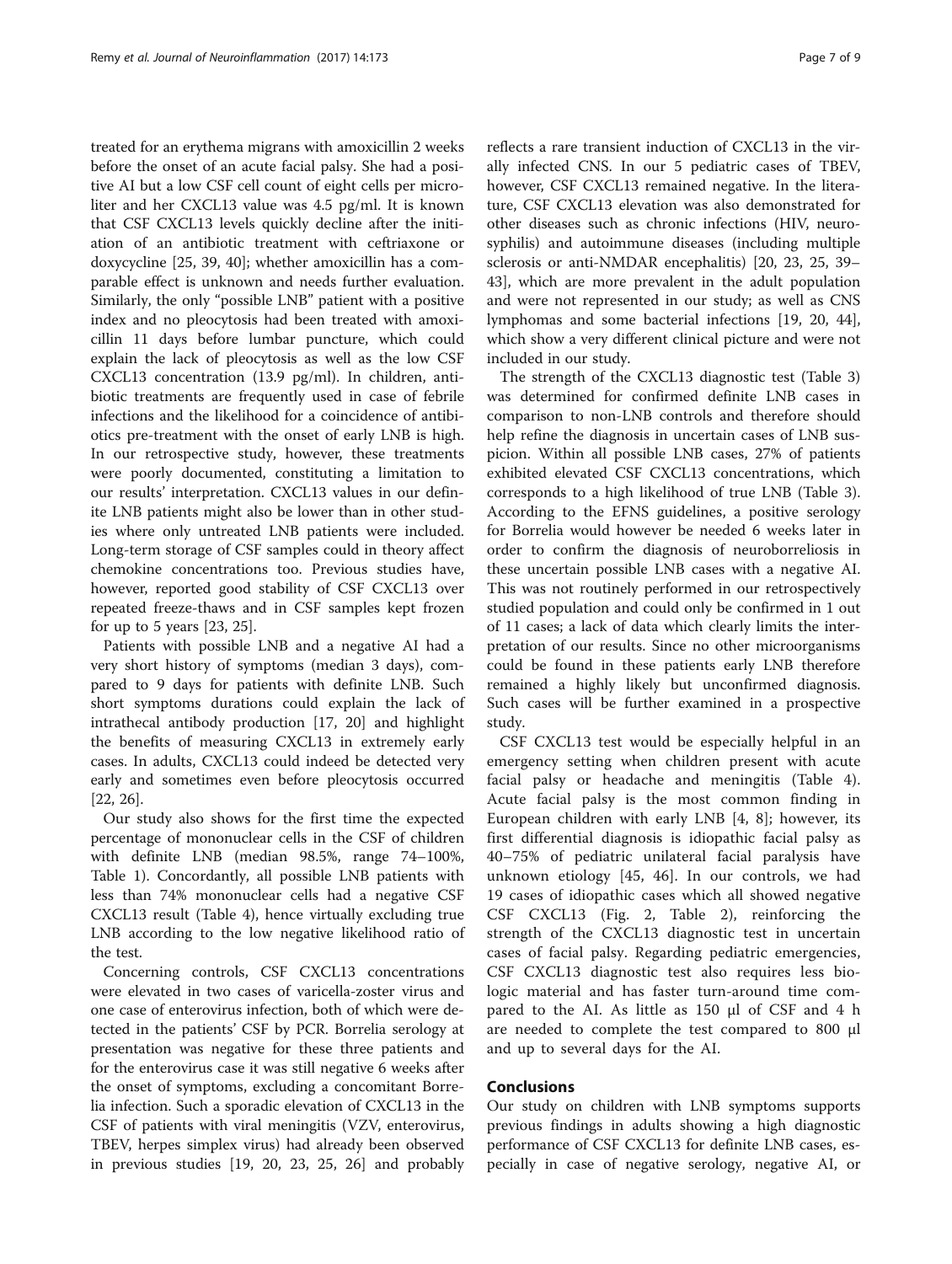treated for an erythema migrans with amoxicillin 2 weeks before the onset of an acute facial palsy. She had a positive AI but a low CSF cell count of eight cells per microliter and her CXCL13 value was 4.5 pg/ml. It is known that CSF CXCL13 levels quickly decline after the initiation of an antibiotic treatment with ceftriaxone or doxycycline [25, 39, 40]; whether amoxicillin has a comparable effect is unknown and needs further evaluation. Similarly, the only "possible LNB" patient with a positive index and no pleocytosis had been treated with amoxicillin 11 days before lumbar puncture, which could explain the lack of pleocytosis as well as the low CSF CXCL13 concentration (13.9 pg/ml). In children, antibiotic treatments are frequently used in case of febrile infections and the likelihood for a coincidence of antibiotics pre-treatment with the onset of early LNB is high. In our retrospective study, however, these treatments were poorly documented, constituting a limitation to our results' interpretation. CXCL13 values in our definite LNB patients might also be lower than in other studies where only untreated LNB patients were included. Long-term storage of CSF samples could in theory affect chemokine concentrations too. Previous studies have, however, reported good stability of CSF CXCL13 over repeated freeze-thaws and in CSF samples kept frozen for up to 5 years [23, 25].

Patients with possible LNB and a negative AI had a very short history of symptoms (median 3 days), compared to 9 days for patients with definite LNB. Such short symptoms durations could explain the lack of intrathecal antibody production [17, 20] and highlight the benefits of measuring CXCL13 in extremely early cases. In adults, CXCL13 could indeed be detected very early and sometimes even before pleocytosis occurred [22, 26].

Our study also shows for the first time the expected percentage of mononuclear cells in the CSF of children with definite LNB (median 98.5%, range 74–100%, Table 1). Concordantly, all possible LNB patients with less than 74% mononuclear cells had a negative CSF CXCL13 result (Table 4), hence virtually excluding true LNB according to the low negative likelihood ratio of the test.

Concerning controls, CSF CXCL13 concentrations were elevated in two cases of varicella-zoster virus and one case of enterovirus infection, both of which were detected in the patients' CSF by PCR. Borrelia serology at presentation was negative for these three patients and for the enterovirus case it was still negative 6 weeks after the onset of symptoms, excluding a concomitant Borrelia infection. Such a sporadic elevation of CXCL13 in the CSF of patients with viral meningitis (VZV, enterovirus, TBEV, herpes simplex virus) had already been observed in previous studies [19, 20, 23, 25, 26] and probably reflects a rare transient induction of CXCL13 in the virally infected CNS. In our 5 pediatric cases of TBEV, however, CSF CXCL13 remained negative. In the literature, CSF CXCL13 elevation was also demonstrated for other diseases such as chronic infections (HIV, neurosyphilis) and autoimmune diseases (including multiple sclerosis or anti-NMDAR encephalitis) [20, 23, 25, 39–43], which are more prevalent in the adult population and were not represented in our study; as well as CNS lymphomas and some bacterial infections [19, 20, 44], which show a very different clinical picture and were not included in our study.

The strength of the CXCL13 diagnostic test (Table 3) was determined for confirmed definite LNB cases in comparison to non-LNB controls and therefore should help refine the diagnosis in uncertain cases of LNB suspicion. Within all possible LNB cases, 27% of patients exhibited elevated CSF CXCL13 concentrations, which corresponds to a high likelihood of true LNB (Table 3). According to the EFNS guidelines, a positive serology for Borrelia would however be needed 6 weeks later in order to confirm the diagnosis of neuroborreliosis in these uncertain possible LNB cases with a negative AI. This was not routinely performed in our retrospectively studied population and could only be confirmed in 1 out of 11 cases; a lack of data which clearly limits the interpretation of our results. Since no other microorganisms could be found in these patients early LNB therefore remained a highly likely but unconfirmed diagnosis. Such cases will be further examined in a prospective study.

CSF CXCL13 test would be especially helpful in an emergency setting when children present with acute facial palsy or headache and meningitis (Table 4). Acute facial palsy is the most common finding in European children with early LNB [4, 8]; however, its first differential diagnosis is idiopathic facial palsy as 40–75% of pediatric unilateral facial paralysis have unknown etiology [45, 46]. In our controls, we had 19 cases of idiopathic cases which all showed negative CSF CXCL13 (Fig. 2, Table 2), reinforcing the strength of the CXCL13 diagnostic test in uncertain cases of facial palsy. Regarding pediatric emergencies, CSF CXCL13 diagnostic test also requires less biologic material and has faster turn-around time compared to the AI. As little as 150 μl of CSF and 4 h are needed to complete the test compared to 800 μl and up to several days for the AI.

## Conclusions

Our study on children with LNB symptoms supports previous findings in adults showing a high diagnostic performance of CSF CXCL13 for definite LNB cases, especially in case of negative serology, negative AI, or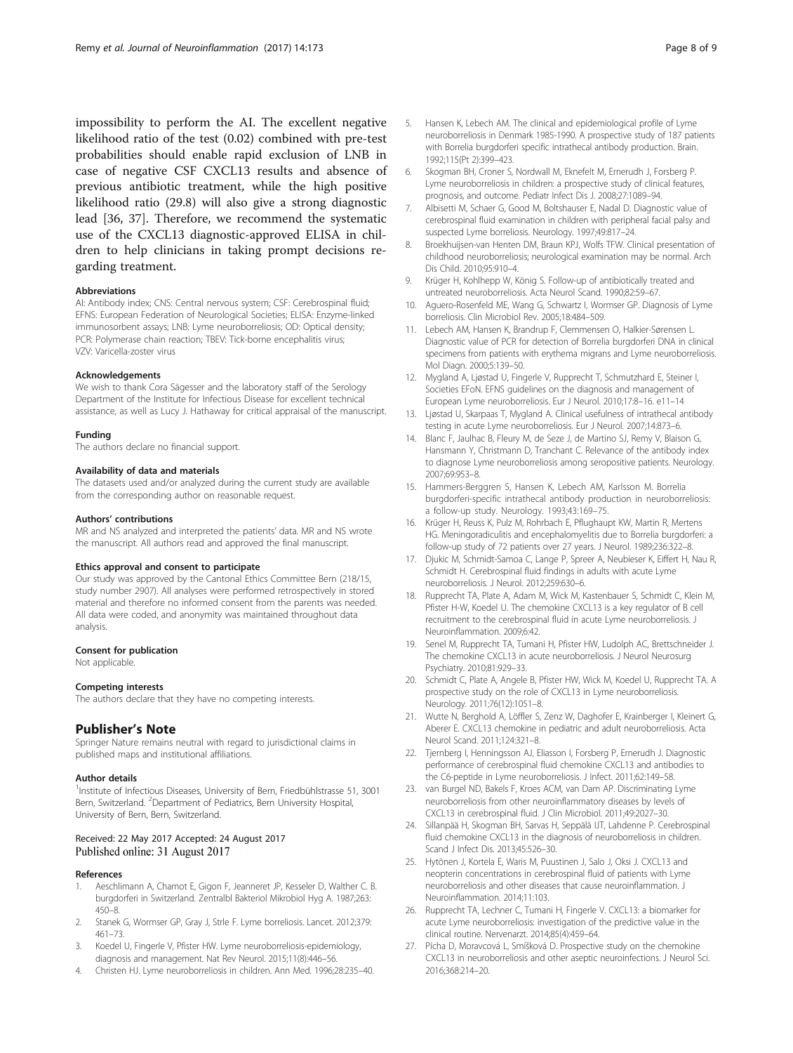impossibility to perform the AI. The excellent negative likelihood ratio of the test (0.02) combined with pre-test probabilities should enable rapid exclusion of LNB in case of negative CSF CXCL13 results and absence of previous antibiotic treatment, while the high positive likelihood ratio (29.8) will also give a strong diagnostic lead [36, 37]. Therefore, we recommend the systematic use of the CXCL13 diagnostic-approved ELISA in children to help clinicians in taking prompt decisions regarding treatment.

#### Abbreviations

AI: Antibody index; CNS: Central nervous system; CSF: Cerebrospinal fluid; EFNS: European Federation of Neurological Societies; ELISA: Enzyme-linked immunosorbent assays; LNB: Lyme neuroborreliosis; OD: Optical density; PCR: Polymerase chain reaction; TBEV: Tick-borne encephalitis virus; VZV: Varicella-zoster virus

#### Acknowledgements

We wish to thank Cora Sägesser and the laboratory staff of the Serology Department of the Institute for Infectious Disease for excellent technical assistance, as well as Lucy J. Hathaway for critical appraisal of the manuscript.

#### Funding

The authors declare no financial support.

#### Availability of data and materials

The datasets used and/or analyzed during the current study are available from the corresponding author on reasonable request.

#### Authors' contributions

MR and NS analyzed and interpreted the patients' data. MR and NS wrote the manuscript. All authors read and approved the final manuscript.

#### Ethics approval and consent to participate

Our study was approved by the Cantonal Ethics Committee Bern (218/15, study number 2907). All analyses were performed retrospectively in stored material and therefore no informed consent from the parents was needed. All data were coded, and anonymity was maintained throughout data analysis.

#### Consent for publication

Not applicable.

#### Competing interests

The authors declare that they have no competing interests.

## Publisher's Note

Springer Nature remains neutral with regard to jurisdictional claims in published maps and institutional affiliations.

#### Author details

[1]Institute of Infectious Diseases, University of Bern, Friedbühlstrasse 51, 3001 Bern, Switzerland. [2]Department of Pediatrics, Bern University Hospital, University of Bern, Bern, Switzerland.

Received: 22 May 2017 Accepted: 24 August 2017
Published online: 31 August 2017

#### References

1. Aeschlimann A, Chamot E, Gigon F, Jeanneret JP, Kesseler D, Walther C. B. burgdorferi in Switzerland. Zentralbl Bakteriol Mikrobiol Hyg A. 1987;263: 450–8.
2. Stanek G, Wormser GP, Gray J, Strle F. Lyme borreliosis. Lancet. 2012;379: 461–73.
3. Koedel U, Fingerle V, Pfister HW. Lyme neuroborreliosis-epidemiology, diagnosis and management. Nat Rev Neurol. 2015;11(8):446–56.
4. Christen HJ. Lyme neuroborreliosis in children. Ann Med. 1996;28:235–40.
5. Hansen K, Lebech AM. The clinical and epidemiological profile of Lyme neuroborreliosis in Denmark 1985-1990. A prospective study of 187 patients with Borrelia burgdorferi specific intrathecal antibody production. Brain. 1992;115(Pt 2):399–423.
6. Skogman BH, Croner S, Nordwall M, Eknefelt M, Ernerudh J, Forsberg P. Lyme neuroborreliosis in children: a prospective study of clinical features, prognosis, and outcome. Pediatr Infect Dis J. 2008;27:1089–94.
7. Albisetti M, Schaer G, Good M, Boltshauser E, Nadal D. Diagnostic value of cerebrospinal fluid examination in children with peripheral facial palsy and suspected Lyme borreliosis. Neurology. 1997;49:817–24.
8. Broekhuijsen-van Henten DM, Braun KPJ, Wolfs TFW. Clinical presentation of childhood neuroborreliosis; neurological examination may be normal. Arch Dis Child. 2010;95:910–4.
9. Krüger H, Kohlhepp W, König S. Follow-up of antibiotically treated and untreated neuroborreliosis. Acta Neurol Scand. 1990;82:59–67.
10. Aguero-Rosenfeld ME, Wang G, Schwartz I, Wormser GP. Diagnosis of Lyme borreliosis. Clin Microbiol Rev. 2005;18:484–509.
11. Lebech AM, Hansen K, Brandrup F, Clemmensen O, Halkier-Sørensen L. Diagnostic value of PCR for detection of Borrelia burgdorferi DNA in clinical specimens from patients with erythema migrans and Lyme neuroborreliosis. Mol Diagn. 2000;5:139–50.
12. Mygland A, Ljøstad U, Fingerle V, Rupprecht T, Schmutzhard E, Steiner I, Societies EFoN. EFNS guidelines on the diagnosis and management of European Lyme neuroborreliosis. Eur J Neurol. 2010;17:8–16. e11–14
13. Ljøstad U, Skarpaas T, Mygland A. Clinical usefulness of intrathecal antibody testing in acute Lyme neuroborreliosis. Eur J Neurol. 2007;14:873–6.
14. Blanc F, Jaulhac B, Fleury M, de Seze J, de Martino SJ, Remy V, Blaison G, Hansmann Y, Christmann D, Tranchant C. Relevance of the antibody index to diagnose Lyme neuroborreliosis among seropositive patients. Neurology. 2007;69:953–8.
15. Hammers-Berggren S, Hansen K, Lebech AM, Karlsson M. Borrelia burgdorferi-specific intrathecal antibody production in neuroborreliosis: a follow-up study. Neurology. 1993;43:169–75.
16. Krüger H, Reuss K, Pulz M, Rohrbach E, Pflughaupt KW, Martin R, Mertens HG. Meningoradiculitis and encephalomyelitis due to Borrelia burgdorferi: a follow-up study of 72 patients over 27 years. J Neurol. 1989;236:322–8.
17. Djukic M, Schmidt-Samoa C, Lange P, Spreer A, Neubieser K, Eiffert H, Nau R, Schmidt H. Cerebrospinal fluid findings in adults with acute Lyme neuroborreliosis. J Neurol. 2012;259:630–6.
18. Rupprecht TA, Plate A, Adam M, Wick M, Kastenbauer S, Schmidt C, Klein M, Pfister H-W, Koedel U. The chemokine CXCL13 is a key regulator of B cell recruitment to the cerebrospinal fluid in acute Lyme neuroborreliosis. J Neuroinflammation. 2009;6:42.
19. Senel M, Rupprecht TA, Tumani H, Pfister HW, Ludolph AC, Brettschneider J. The chemokine CXCL13 in acute neuroborreliosis. J Neurol Neurosurg Psychiatry. 2010;81:929–33.
20. Schmidt C, Plate A, Angele B, Pfister HW, Wick M, Koedel U, Rupprecht TA. A prospective study on the role of CXCL13 in Lyme neuroborreliosis. Neurology. 2011;76(12):1051–8.
21. Wutte N, Berghold A, Löffler S, Zenz W, Daghofer E, Krainberger I, Kleinert G, Aberer E. CXCL13 chemokine in pediatric and adult neuroborreliosis. Acta Neurol Scand. 2011;124:321–8.
22. Tjernberg I, Henningsson AJ, Eliasson I, Forsberg P, Ernerudh J. Diagnostic performance of cerebrospinal fluid chemokine CXCL13 and antibodies to the C6-peptide in Lyme neuroborreliosis. J Infect. 2011;62:149–58.
23. van Burgel ND, Bakels F, Kroes ACM, van Dam AP. Discriminating Lyme neuroborreliosis from other neuroinflammatory diseases by levels of CXCL13 in cerebrospinal fluid. J Clin Microbiol. 2011;49:2027–30.
24. Sillanpää H, Skogman BH, Sarvas H, Seppälä IJT, Lahdenne P. Cerebrospinal fluid chemokine CXCL13 in the diagnosis of neuroborreliosis in children. Scand J Infect Dis. 2013;45:526–30.
25. Hytönen J, Kortela E, Waris M, Puustinen J, Salo J, Oksi J. CXCL13 and neopterin concentrations in cerebrospinal fluid of patients with Lyme neuroborreliosis and other diseases that cause neuroinflammation. J Neuroinflammation. 2014;11:103.
26. Rupprecht TA, Lechner C, Tumani H, Fingerle V. CXCL13: a biomarker for acute Lyme neuroborreliosis: investigation of the predictive value in the clinical routine. Nervenarzt. 2014;85(4):459–64.
27. Pícha D, Moravcová L, Smíšková D. Prospective study on the chemokine CXCL13 in neuroborreliosis and other aseptic neuroinfections. J Neurol Sci. 2016;368:214–20.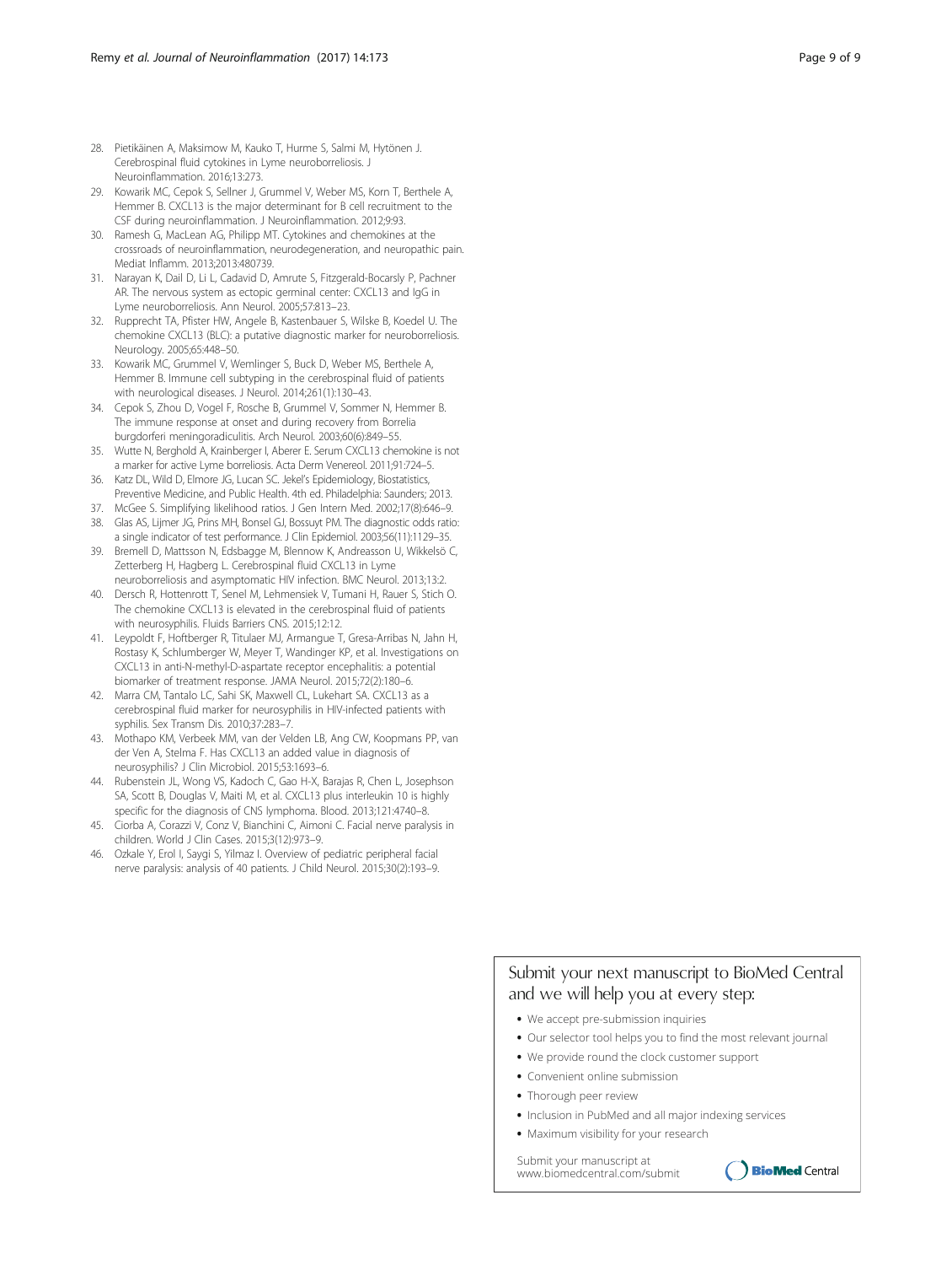28. Pietikäinen A, Maksimow M, Kauko T, Hurme S, Salmi M, Hytönen J. Cerebrospinal fluid cytokines in Lyme neuroborreliosis. J Neuroinflammation. 2016;13:273.
29. Kowarik MC, Cepok S, Sellner J, Grummel V, Weber MS, Korn T, Berthele A, Hemmer B. CXCL13 is the major determinant for B cell recruitment to the CSF during neuroinflammation. J Neuroinflammation. 2012;9:93.
30. Ramesh G, MacLean AG, Philipp MT. Cytokines and chemokines at the crossroads of neuroinflammation, neurodegeneration, and neuropathic pain. Mediat Inflamm. 2013;2013:480739.
31. Narayan K, Dail D, Li L, Cadavid D, Amrute S, Fitzgerald-Bocarsly P, Pachner AR. The nervous system as ectopic germinal center: CXCL13 and IgG in Lyme neuroborreliosis. Ann Neurol. 2005;57:813–23.
32. Rupprecht TA, Pfister HW, Angele B, Kastenbauer S, Wilske B, Koedel U. The chemokine CXCL13 (BLC): a putative diagnostic marker for neuroborreliosis. Neurology. 2005;65:448–50.
33. Kowarik MC, Grummel V, Wemlinger S, Buck D, Weber MS, Berthele A, Hemmer B. Immune cell subtyping in the cerebrospinal fluid of patients with neurological diseases. J Neurol. 2014;261(1):130–43.
34. Cepok S, Zhou D, Vogel F, Rosche B, Grummel V, Sommer N, Hemmer B. The immune response at onset and during recovery from Borrelia burgdorferi meningoradiculitis. Arch Neurol. 2003;60(6):849–55.
35. Wutte N, Berghold A, Krainberger I, Aberer E. Serum CXCL13 chemokine is not a marker for active Lyme borreliosis. Acta Derm Venereol. 2011;91:724–5.
36. Katz DL, Wild D, Elmore JG, Lucan SC. Jekel's Epidemiology, Biostatistics, Preventive Medicine, and Public Health. 4th ed. Philadelphia: Saunders; 2013.
37. McGee S. Simplifying likelihood ratios. J Gen Intern Med. 2002;17(8):646–9.
38. Glas AS, Lijmer JG, Prins MH, Bonsel GJ, Bossuyt PM. The diagnostic odds ratio: a single indicator of test performance. J Clin Epidemiol. 2003;56(11):1129–35.
39. Bremell D, Mattsson N, Edsbagge M, Blennow K, Andreasson U, Wikkelsö C, Zetterberg H, Hagberg L. Cerebrospinal fluid CXCL13 in Lyme neuroborreliosis and asymptomatic HIV infection. BMC Neurol. 2013;13:2.
40. Dersch R, Hottenrott T, Senel M, Lehmensiek V, Tumani H, Rauer S, Stich O. The chemokine CXCL13 is elevated in the cerebrospinal fluid of patients with neurosyphilis. Fluids Barriers CNS. 2015;12:12.
41. Leypoldt F, Hoftberger R, Titulaer MJ, Armangue T, Gresa-Arribas N, Jahn H, Rostasy K, Schlumberger W, Meyer T, Wandinger KP, et al. Investigations on CXCL13 in anti-N-methyl-D-aspartate receptor encephalitis: a potential biomarker of treatment response. JAMA Neurol. 2015;72(2):180–6.
42. Marra CM, Tantalo LC, Sahi SK, Maxwell CL, Lukehart SA. CXCL13 as a cerebrospinal fluid marker for neurosyphilis in HIV-infected patients with syphilis. Sex Transm Dis. 2010;37:283–7.
43. Mothapo KM, Verbeek MM, van der Velden LB, Ang CW, Koopmans PP, van der Ven A, Stelma F. Has CXCL13 an added value in diagnosis of neurosyphilis? J Clin Microbiol. 2015;53:1693–6.
44. Rubenstein JL, Wong VS, Kadoch C, Gao H-X, Barajas R, Chen L, Josephson SA, Scott B, Douglas V, Maiti M, et al. CXCL13 plus interleukin 10 is highly specific for the diagnosis of CNS lymphoma. Blood. 2013;121:4740–8.
45. Ciorba A, Corazzi V, Conz V, Bianchini C, Aimoni C. Facial nerve paralysis in children. World J Clin Cases. 2015;3(12):973–9.
46. Ozkale Y, Erol I, Saygi S, Yilmaz I. Overview of pediatric peripheral facial nerve paralysis: analysis of 40 patients. J Child Neurol. 2015;30(2):193–9.

Submit your next manuscript to BioMed Central and we will help you at every step:

- We accept pre-submission inquiries
- Our selector tool helps you to find the most relevant journal
- We provide round the clock customer support
- Convenient online submission
- Thorough peer review
- Inclusion in PubMed and all major indexing services
- Maximum visibility for your research

Submit your manuscript at www.biomedcentral.com/submit

BioMed Central